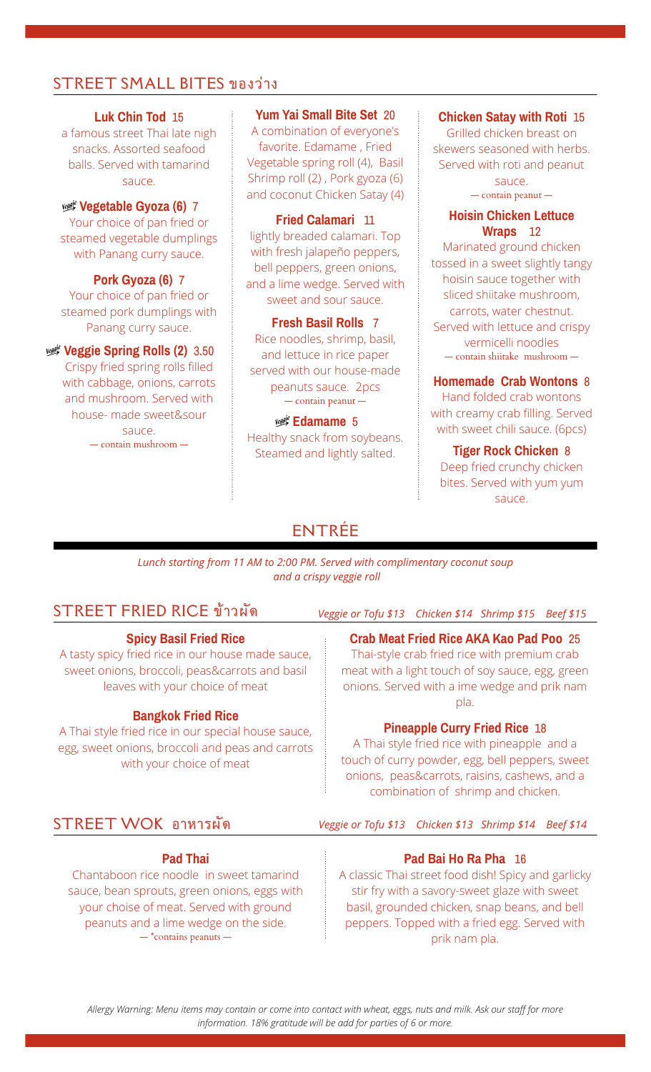## STREET SMALL BITES ของว่าง

**Luk Chin Tod** 15
a famous street Thai late nigh snacks. Assorted seafood balls. Served with tamarind sauce.

**Veggie Vegetable Gyoza (6)** 7
Your choice of pan fried or steamed vegetable dumplings with Panang curry sauce.

**Pork Gyoza (6)** 7
Your choice of pan fried or steamed pork dumplings with Panang curry sauce.

**Veggie Veggie Spring Rolls (2)** 3.50
Crispy fried spring rolls filled with cabbage, onions, carrots and mushroom. Served with house- made sweet&sour sauce.
— contain mushroom —

**Yum Yai Small Bite Set** 20
A combination of everyone's favorite. Edamame , Fried Vegetable spring roll (4), Basil Shrimp roll (2) , Pork gyoza (6) and coconut Chicken Satay (4)

**Fried Calamari** 11
lightly breaded calamari. Top with fresh jalapeño peppers, bell peppers, green onions, and a lime wedge. Served with sweet and sour sauce.

**Fresh Basil Rolls** 7
Rice noodles, shrimp, basil, and lettuce in rice paper served with our house-made peanuts sauce. 2pcs
— contain peanut —

**Veggie Edamame** 5
Healthy snack from soybeans. Steamed and lightly salted.

**Chicken Satay with Roti** 15
Grilled chicken breast on skewers seasoned with herbs. Served with roti and peanut sauce.
— contain peanut —

**Hoisin Chicken Lettuce Wraps** 12
Marinated ground chicken tossed in a sweet slightly tangy hoisin sauce together with sliced shiitake mushroom, carrots, water chestnut. Served with lettuce and crispy vermicelli noodles
— contain shiitake mushroom —

**Homemade Crab Wontons** 8
Hand folded crab wontons with creamy crab filling. Served with sweet chili sauce. (6pcs)

**Tiger Rock Chicken** 8
Deep fried crunchy chicken bites. Served with yum yum sauce.

# ENTRÉE

*Lunch starting from 11 AM to 2:00 PM. Served with complimentary coconut soup and a crispy veggie roll*

## STREET FRIED RICE ข้าวผัด

*Veggie or Tofu $13 Chicken $14 Shrimp $15 Beef $15*

**Spicy Basil Fried Rice**
A tasty spicy fried rice in our house made sauce, sweet onions, broccoli, peas&carrots and basil leaves with your choice of meat

**Bangkok Fried Rice**
A Thai style fried rice in our special house sauce, egg, sweet onions, broccoli and peas and carrots with your choice of meat

**Crab Meat Fried Rice AKA Kao Pad Poo** 25
Thai-style crab fried rice with premium crab meat with a light touch of soy sauce, egg, green onions. Served with a ime wedge and prik nam pla.

**Pineapple Curry Fried Rice** 18
A Thai style fried rice with pineapple and a touch of curry powder, egg, bell peppers, sweet onions, peas&carrots, raisins, cashews, and a combination of shrimp and chicken.

## STREET WOK อาหารผัด

*Veggie or Tofu $13 Chicken $13 Shrimp $14 Beef $14*

**Pad Thai**
Chantaboon rice noodle in sweet tamarind sauce, bean sprouts, green onions, eggs with your choise of meat. Served with ground peanuts and a lime wedge on the side.
— *contains peanuts —

**Pad Bai Ho Ra Pha** 16
A classic Thai street food dish! Spicy and garlicky stir fry with a savory-sweet glaze with sweet basil, grounded chicken, snap beans, and bell peppers. Topped with a fried egg. Served with prik nam pla.

*Allergy Warning: Menu items may contain or come into contact with wheat, eggs, nuts and milk. Ask our staff for more information. 18% gratitude will be add for parties of 6 or more.*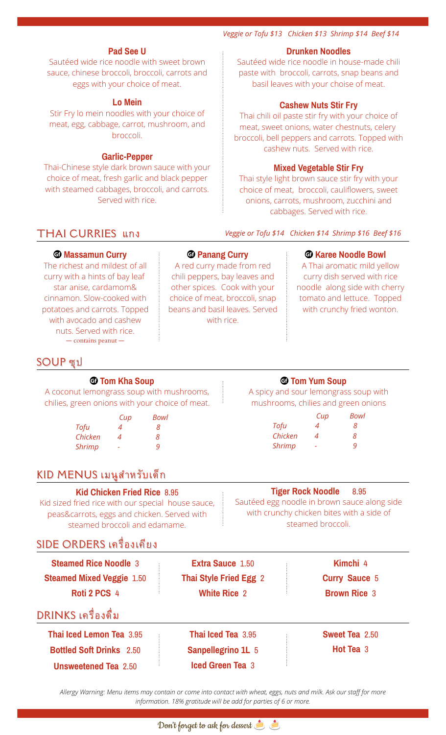*Veggie or Tofu $13 Chicken $13 Shrimp $14 Beef $14*

**Pad See U**
Sautéed wide rice noodle with sweet brown sauce, chinese broccoli, broccoli, carrots and eggs with your choice of meat.

**Lo Mein**
Stir Fry lo mein noodles with your choice of meat, egg, cabbage, carrot, mushroom, and broccoli.

**Garlic-Pepper**
Thai-Chinese style dark brown sauce with your choice of meat, fresh garlic and black pepper with steamed cabbages, broccoli, and carrots. Served with rice.

**Drunken Noodles**
Sautéed wide rice noodle in house-made chili paste with broccoli, carrots, snap beans and basil leaves with your choise of meat.

**Cashew Nuts Stir Fry**
Thai chili oil paste stir fry with your choice of meat, sweet onions, water chestnuts, celery broccoli, bell peppers and carrots. Topped with cashew nuts. Served with rice.

**Mixed Vegetable Stir Fry**
Thai style light brown sauce stir fry with your choice of meat, broccoli, cauliflowers, sweet onions, carrots, mushroom, zucchini and cabbages. Served with rice.

## THAI CURRIES แกง

*Veggie or Tofu $14 Chicken $14 Shrimp $16 Beef $16*

**GF Massamun Curry**
The richest and mildest of all curry with a hints of bay leaf star anise, cardamom& cinnamon. Slow-cooked with potatoes and carrots. Topped with avocado and cashew nuts. Served with rice.
— contains peanut —

**GF Panang Curry**
A red curry made from red chili peppers, bay leaves and other spices. Cook with your choice of meat, broccoli, snap beans and basil leaves. Served with rice.

**GF Karee Noodle Bowl**
A Thai aromatic mild yellow curry dish served with rice noodle along side with cherry tomato and lettuce. Topped with crunchy fried wonton.

## SOUP ซุป

**GF Tom Kha Soup**
A coconut lemongrass soup with mushrooms, chilies, green onions with your choice of meat.

| | Cup | Bowl |
|---|---|---|
| Tofu | 4 | 8 |
| Chicken | 4 | 8 |
| Shrimp | - | 9 |

**GF Tom Yum Soup**
A spicy and sour lemongrass soup with mushrooms, chilies and green onions

| | Cup | Bowl |
|---|---|---|
| Tofu | 4 | 8 |
| Chicken | 4 | 8 |
| Shrimp | - | 9 |

## KID MENUS เมนูสำหรับเด็ก

**Kid Chicken Fried Rice** 8.95
Kid sized fried rice with our special house sauce, peas&carrots, eggs and chicken. Served with steamed broccoli and edamame.

**Tiger Rock Noodle** 8.95
Sautéed egg noodle in brown sauce along side with crunchy chicken bites with a side of steamed broccoli.

## SIDE ORDERS เครื่องเคียง

**Steamed Rice Noodle** 3
**Steamed Mixed Veggie** 1.50
**Roti 2 PCS** 4
**Extra Sauce** 1.50
**Thai Style Fried Egg** 2
**White Rice** 2
**Kimchi** 4
**Curry Sauce** 5
**Brown Rice** 3

## DRINKS เครื่องดื่ม

**Thai Iced Lemon Tea** 3.95
**Bottled Soft Drinks** 2.50
**Unsweetened Tea** 2.50
**Thai Iced Tea** 3.95
**Sanpellegrino 1L** 5
**Iced Green Tea** 3
**Sweet Tea** 2.50
**Hot Tea** 3

*Allergy Warning: Menu items may contain or come into contact with wheat, eggs, nuts and milk. Ask our staff for more information. 18% gratitude will be add for parties of 6 or more.*

Don't forget to ask for dessert